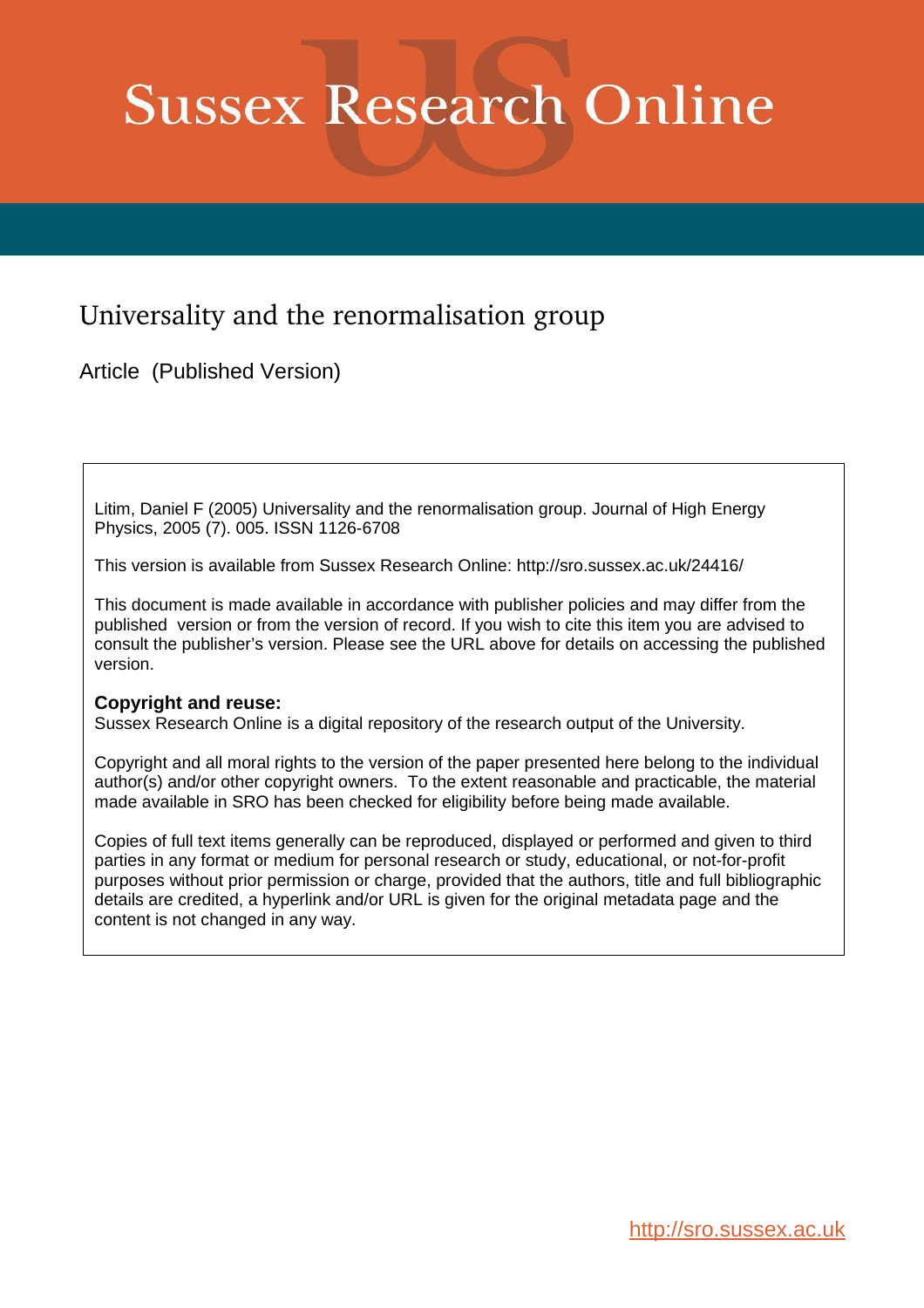# Sussex Research Online

## Universality and the renormalisation group

Article (Published Version)

Litim, Daniel F (2005) Universality and the renormalisation group. Journal of High Energy Physics, 2005 (7). 005. ISSN 1126-6708

This version is available from Sussex Research Online: http://sro.sussex.ac.uk/24416/

This document is made available in accordance with publisher policies and may differ from the published version or from the version of record. If you wish to cite this item you are advised to consult the publisher's version. Please see the URL above for details on accessing the published version.

**Copyright and reuse:**
Sussex Research Online is a digital repository of the research output of the University.

Copyright and all moral rights to the version of the paper presented here belong to the individual author(s) and/or other copyright owners. To the extent reasonable and practicable, the material made available in SRO has been checked for eligibility before being made available.

Copies of full text items generally can be reproduced, displayed or performed and given to third parties in any format or medium for personal research or study, educational, or not-for-profit purposes without prior permission or charge, provided that the authors, title and full bibliographic details are credited, a hyperlink and/or URL is given for the original metadata page and the content is not changed in any way.

http://sro.sussex.ac.uk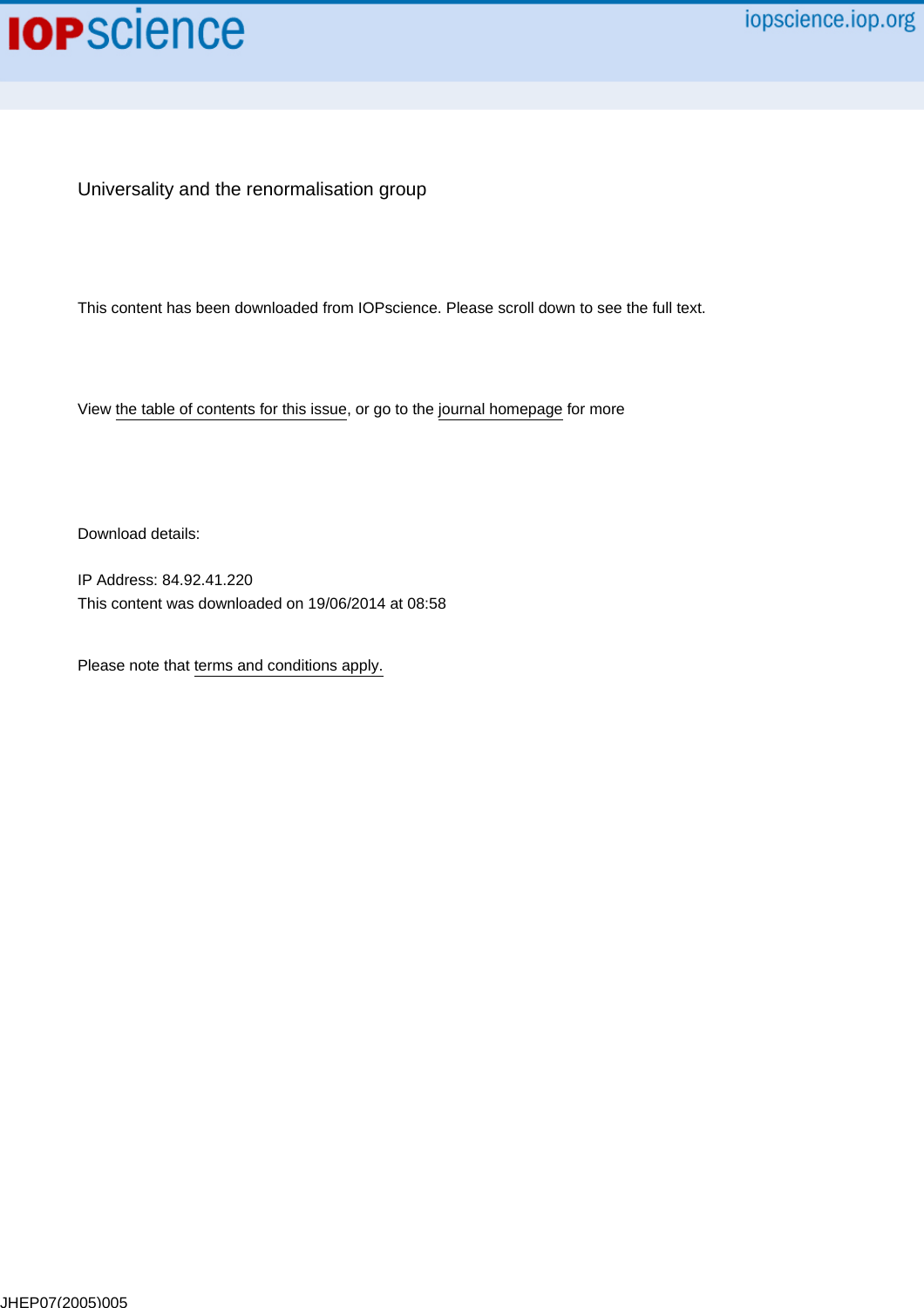Universality and the renormalisation group

This content has been downloaded from IOPscience. Please scroll down to see the full text.

View the table of contents for this issue, or go to the journal homepage for more

Download details:

IP Address: 84.92.41.220
This content was downloaded on 19/06/2014 at 08:58

Please note that terms and conditions apply.

JHEP07(2005)005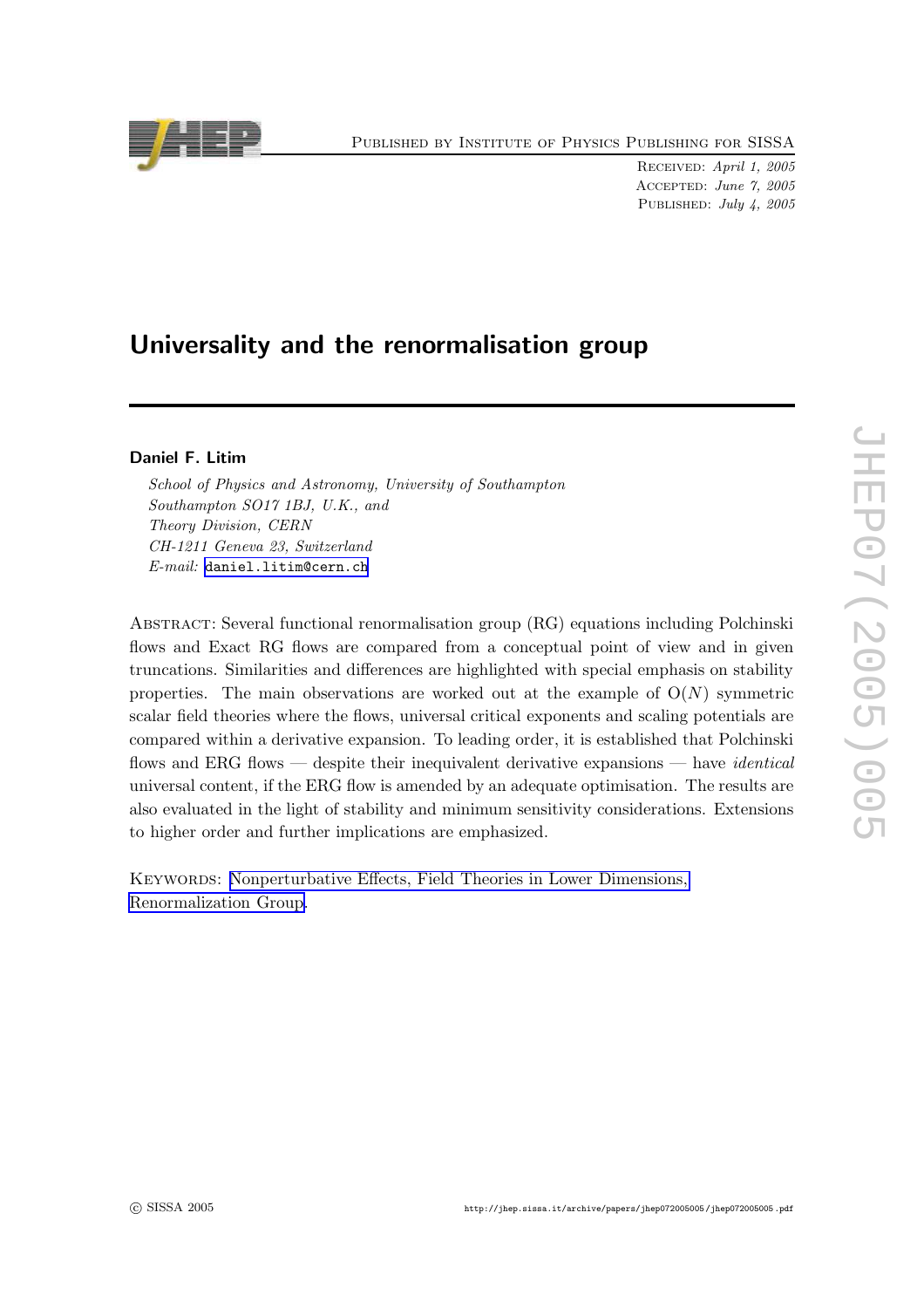# Universality and the renormalisation group

**Daniel F. Litim**

*School of Physics and Astronomy, University of Southampton*
*Southampton SO17 1BJ, U.K., and*
*Theory Division, CERN*
*CH-1211 Geneva 23, Switzerland*
*E-mail:* daniel.litim@cern.ch

Abstract: Several functional renormalisation group (RG) equations including Polchinski flows and Exact RG flows are compared from a conceptual point of view and in given truncations. Similarities and differences are highlighted with special emphasis on stability properties. The main observations are worked out at the example of O($N$) symmetric scalar field theories where the flows, universal critical exponents and scaling potentials are compared within a derivative expansion. To leading order, it is established that Polchinski flows and ERG flows — despite their inequivalent derivative expansions — have *identical* universal content, if the ERG flow is amended by an adequate optimisation. The results are also evaluated in the light of stability and minimum sensitivity considerations. Extensions to higher order and further implications are emphasized.

Keywords: Nonperturbative Effects, Field Theories in Lower Dimensions, Renormalization Group.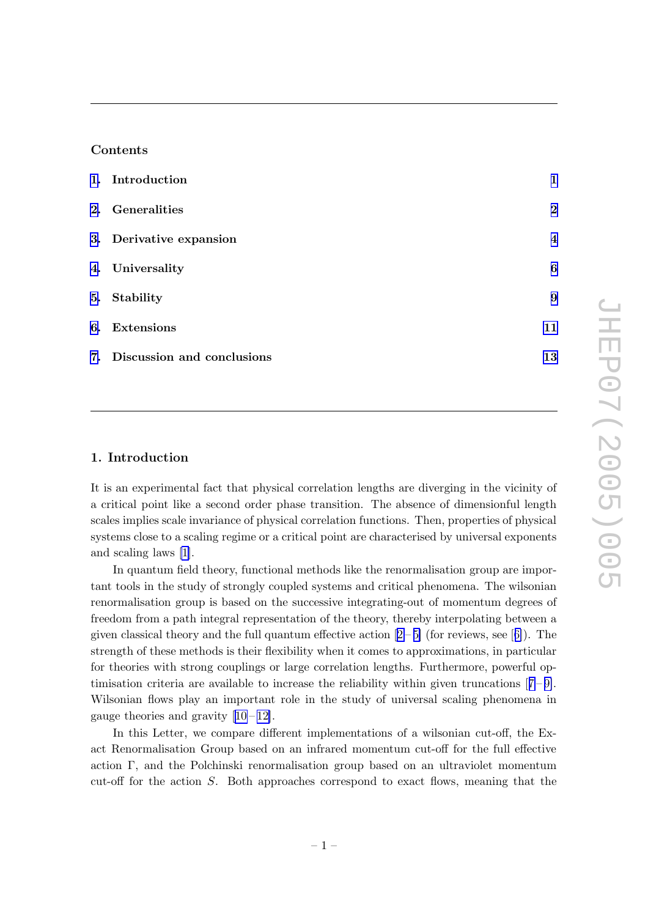## Contents

1. Introduction 1
2. Generalities 2
3. Derivative expansion 4
4. Universality 6
5. Stability 9
6. Extensions 11
7. Discussion and conclusions 13

## 1. Introduction

It is an experimental fact that physical correlation lengths are diverging in the vicinity of a critical point like a second order phase transition. The absence of dimensionful length scales implies scale invariance of physical correlation functions. Then, properties of physical systems close to a scaling regime or a critical point are characterised by universal exponents and scaling laws [1].

In quantum field theory, functional methods like the renormalisation group are important tools in the study of strongly coupled systems and critical phenomena. The wilsonian renormalisation group is based on the successive integrating-out of momentum degrees of freedom from a path integral representation of the theory, thereby interpolating between a given classical theory and the full quantum effective action [2–5] (for reviews, see [6]). The strength of these methods is their flexibility when it comes to approximations, in particular for theories with strong couplings or large correlation lengths. Furthermore, powerful optimisation criteria are available to increase the reliability within given truncations [7–9]. Wilsonian flows play an important role in the study of universal scaling phenomena in gauge theories and gravity [10–12].

In this Letter, we compare different implementations of a wilsonian cut-off, the Exact Renormalisation Group based on an infrared momentum cut-off for the full effective action $\Gamma$, and the Polchinski renormalisation group based on an ultraviolet momentum cut-off for the action $S$. Both approaches correspond to exact flows, meaning that the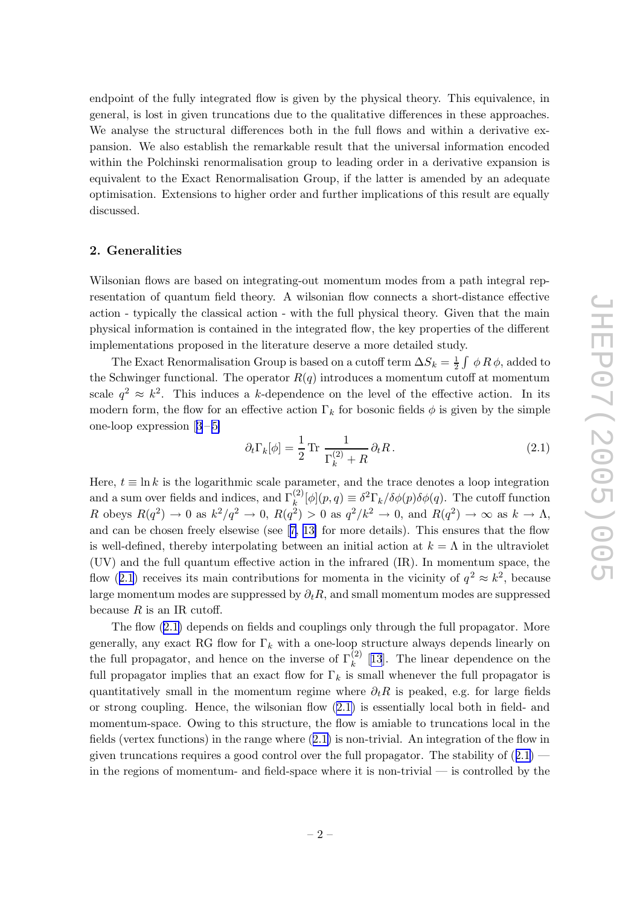endpoint of the fully integrated flow is given by the physical theory. This equivalence, in general, is lost in given truncations due to the qualitative differences in these approaches. We analyse the structural differences both in the full flows and within a derivative expansion. We also establish the remarkable result that the universal information encoded within the Polchinski renormalisation group to leading order in a derivative expansion is equivalent to the Exact Renormalisation Group, if the latter is amended by an adequate optimisation. Extensions to higher order and further implications of this result are equally discussed.

## 2. Generalities

Wilsonian flows are based on integrating-out momentum modes from a path integral representation of quantum field theory. A wilsonian flow connects a short-distance effective action - typically the classical action - with the full physical theory. Given that the main physical information is contained in the integrated flow, the key properties of the different implementations proposed in the literature deserve a more detailed study.

The Exact Renormalisation Group is based on a cutoff term $\Delta S_k = \frac{1}{2}\int \phi\, R\, \phi$, added to the Schwinger functional. The operator $R(q)$ introduces a momentum cutoff at momentum scale $q^2 \approx k^2$. This induces a $k$-dependence on the level of the effective action. In its modern form, the flow for an effective action $\Gamma_k$ for bosonic fields $\phi$ is given by the simple one-loop expression [3–5]

$$\partial_t \Gamma_k[\phi] = \frac{1}{2}\,\mathrm{Tr}\,\frac{1}{\Gamma_k^{(2)} + R}\,\partial_t R\,. \tag{2.1}$$

Here, $t \equiv \ln k$ is the logarithmic scale parameter, and the trace denotes a loop integration and a sum over fields and indices, and $\Gamma_k^{(2)}[\phi](p,q) \equiv \delta^2\Gamma_k/\delta\phi(p)\delta\phi(q)$. The cutoff function $R$ obeys $R(q^2) \to 0$ as $k^2/q^2 \to 0$, $R(q^2) > 0$ as $q^2/k^2 \to 0$, and $R(q^2) \to \infty$ as $k \to \Lambda$, and can be chosen freely elsewhere (see [7, 13] for more details). This ensures that the flow is well-defined, thereby interpolating between an initial action at $k = \Lambda$ in the ultraviolet (UV) and the full quantum effective action in the infrared (IR). In momentum space, the flow (2.1) receives its main contributions for momenta in the vicinity of $q^2 \approx k^2$, because large momentum modes are suppressed by $\partial_t R$, and small momentum modes are suppressed because $R$ is an IR cutoff.

The flow (2.1) depends on fields and couplings only through the full propagator. More generally, any exact RG flow for $\Gamma_k$ with a one-loop structure always depends linearly on the full propagator, and hence on the inverse of $\Gamma_k^{(2)}$ [13]. The linear dependence on the full propagator implies that an exact flow for $\Gamma_k$ is small whenever the full propagator is quantitatively small in the momentum regime where $\partial_t R$ is peaked, e.g. for large fields or strong coupling. Hence, the wilsonian flow (2.1) is essentially local both in field- and momentum-space. Owing to this structure, the flow is amiable to truncations local in the fields (vertex functions) in the range where (2.1) is non-trivial. An integration of the flow in given truncations requires a good control over the full propagator. The stability of (2.1) — in the regions of momentum- and field-space where it is non-trivial — is controlled by the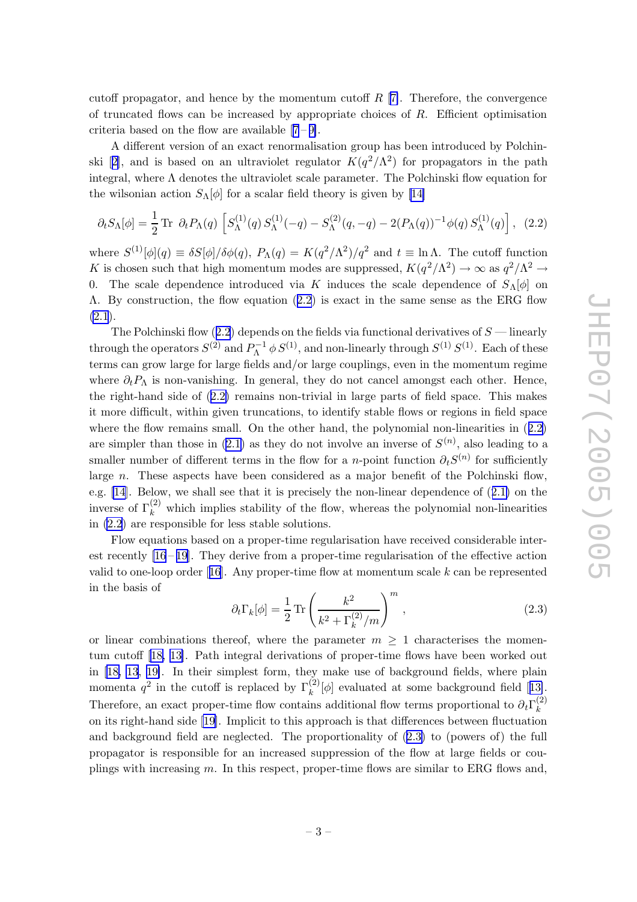cutoff propagator, and hence by the momentum cutoff $R$ [7]. Therefore, the convergence of truncated flows can be increased by appropriate choices of $R$. Efficient optimisation criteria based on the flow are available [7–9].

A different version of an exact renormalisation group has been introduced by Polchinski [2], and is based on an ultraviolet regulator $K(q^2/\Lambda^2)$ for propagators in the path integral, where $\Lambda$ denotes the ultraviolet scale parameter. The Polchinski flow equation for the wilsonian action $S_\Lambda[\phi]$ for a scalar field theory is given by [14]

$$\partial_t S_\Lambda[\phi] = \frac{1}{2}\,\mathrm{Tr}\ \partial_t P_\Lambda(q)\left[S^{(1)}_\Lambda(q)\,S^{(1)}_\Lambda(-q) - S^{(2)}_\Lambda(q,-q) - 2(P_\Lambda(q))^{-1}\phi(q)\,S^{(1)}_\Lambda(q)\right], \quad (2.2)$$

where $S^{(1)}[\phi](q) \equiv \delta S[\phi]/\delta\phi(q)$, $P_\Lambda(q) = K(q^2/\Lambda^2)/q^2$ and $t \equiv \ln\Lambda$. The cutoff function $K$ is chosen such that high momentum modes are suppressed, $K(q^2/\Lambda^2) \to \infty$ as $q^2/\Lambda^2 \to 0$. The scale dependence introduced via $K$ induces the scale dependence of $S_\Lambda[\phi]$ on $\Lambda$. By construction, the flow equation (2.2) is exact in the same sense as the ERG flow (2.1).

The Polchinski flow (2.2) depends on the fields via functional derivatives of $S$ — linearly through the operators $S^{(2)}$ and $P_\Lambda^{-1}\,\phi\,S^{(1)}$, and non-linearly through $S^{(1)}\,S^{(1)}$. Each of these terms can grow large for large fields and/or large couplings, even in the momentum regime where $\partial_t P_\Lambda$ is non-vanishing. In general, they do not cancel amongst each other. Hence, the right-hand side of (2.2) remains non-trivial in large parts of field space. This makes it more difficult, within given truncations, to identify stable flows or regions in field space where the flow remains small. On the other hand, the polynomial non-linearities in (2.2) are simpler than those in (2.1) as they do not involve an inverse of $S^{(n)}$, also leading to a smaller number of different terms in the flow for a $n$-point function $\partial_t S^{(n)}$ for sufficiently large $n$. These aspects have been considered as a major benefit of the Polchinski flow, e.g. [14]. Below, we shall see that it is precisely the non-linear dependence of (2.1) on the inverse of $\Gamma_k^{(2)}$ which implies stability of the flow, whereas the polynomial non-linearities in (2.2) are responsible for less stable solutions.

Flow equations based on a proper-time regularisation have received considerable interest recently [16–19]. They derive from a proper-time regularisation of the effective action valid to one-loop order [16]. Any proper-time flow at momentum scale $k$ can be represented in the basis of

$$\partial_t \Gamma_k[\phi] = \frac{1}{2}\,\mathrm{Tr}\left(\frac{k^2}{k^2 + \Gamma_k^{(2)}/m}\right)^m, \quad (2.3)$$

or linear combinations thereof, where the parameter $m \geq 1$ characterises the momentum cutoff [18, 13]. Path integral derivations of proper-time flows have been worked out in [18, 13, 19]. In their simplest form, they make use of background fields, where plain momenta $q^2$ in the cutoff is replaced by $\Gamma_k^{(2)}[\phi]$ evaluated at some background field [13]. Therefore, an exact proper-time flow contains additional flow terms proportional to $\partial_t \Gamma_k^{(2)}$ on its right-hand side [19]. Implicit to this approach is that differences between fluctuation and background field are neglected. The proportionality of (2.3) to (powers of) the full propagator is responsible for an increased suppression of the flow at large fields or couplings with increasing $m$. In this respect, proper-time flows are similar to ERG flows and,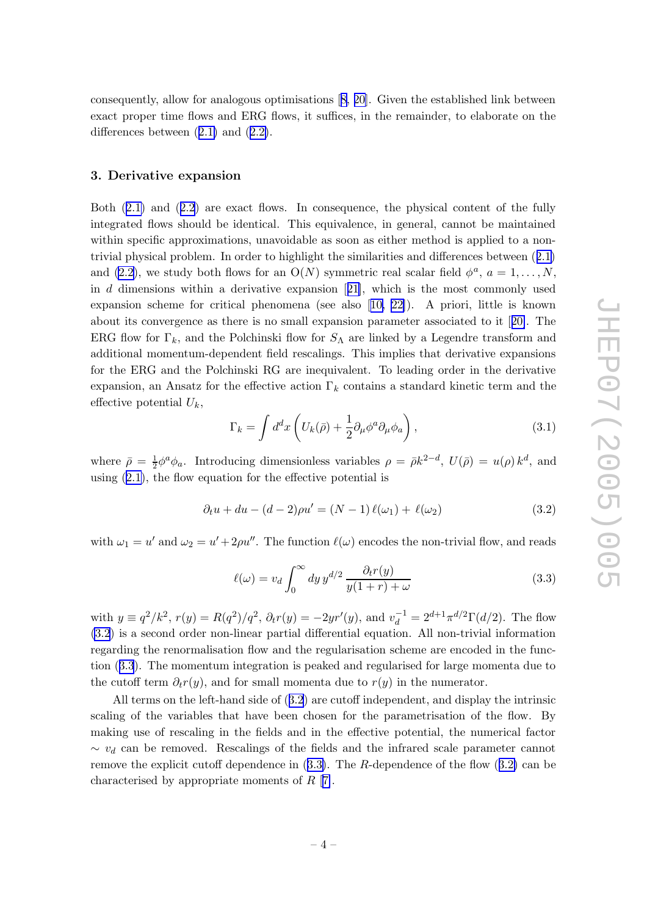consequently, allow for analogous optimisations [8, 20]. Given the established link between exact proper time flows and ERG flows, it suffices, in the remainder, to elaborate on the differences between (2.1) and (2.2).

## 3. Derivative expansion

Both (2.1) and (2.2) are exact flows. In consequence, the physical content of the fully integrated flows should be identical. This equivalence, in general, cannot be maintained within specific approximations, unavoidable as soon as either method is applied to a non-trivial physical problem. In order to highlight the similarities and differences between (2.1) and (2.2), we study both flows for an O($N$) symmetric real scalar field $\phi^a$, $a = 1, \ldots, N$, in $d$ dimensions within a derivative expansion [21], which is the most commonly used expansion scheme for critical phenomena (see also [10, 22]). A priori, little is known about its convergence as there is no small expansion parameter associated to it [20]. The ERG flow for $\Gamma_k$, and the Polchinski flow for $S_\Lambda$ are linked by a Legendre transform and additional momentum-dependent field rescalings. This implies that derivative expansions for the ERG and the Polchinski RG are inequivalent. To leading order in the derivative expansion, an Ansatz for the effective action $\Gamma_k$ contains a standard kinetic term and the effective potential $U_k$,

$$\Gamma_k = \int d^d x \left( U_k(\bar\rho) + \frac{1}{2} \partial_\mu \phi^a \partial_\mu \phi_a \right), \tag{3.1}$$

where $\bar\rho = \frac{1}{2}\phi^a\phi_a$. Introducing dimensionless variables $\rho = \bar\rho k^{2-d}$, $U(\bar\rho) = u(\rho)\, k^d$, and using (2.1), the flow equation for the effective potential is

$$\partial_t u + du - (d-2)\rho u' = (N-1)\,\ell(\omega_1) + \ell(\omega_2) \tag{3.2}$$

with $\omega_1 = u'$ and $\omega_2 = u' + 2\rho u''$. The function $\ell(\omega)$ encodes the non-trivial flow, and reads

$$\ell(\omega) = v_d \int_0^\infty dy\, y^{d/2} \frac{\partial_t r(y)}{y(1+r) + \omega} \tag{3.3}$$

with $y \equiv q^2/k^2$, $r(y) = R(q^2)/q^2$, $\partial_t r(y) = -2y r'(y)$, and $v_d^{-1} = 2^{d+1}\pi^{d/2}\Gamma(d/2)$. The flow (3.2) is a second order non-linear partial differential equation. All non-trivial information regarding the renormalisation flow and the regularisation scheme are encoded in the function (3.3). The momentum integration is peaked and regularised for large momenta due to the cutoff term $\partial_t r(y)$, and for small momenta due to $r(y)$ in the numerator.

All terms on the left-hand side of (3.2) are cutoff independent, and display the intrinsic scaling of the variables that have been chosen for the parametrisation of the flow. By making use of rescaling in the fields and in the effective potential, the numerical factor $\sim v_d$ can be removed. Rescalings of the fields and the infrared scale parameter cannot remove the explicit cutoff dependence in (3.3). The $R$-dependence of the flow (3.2) can be characterised by appropriate moments of $R$ [7].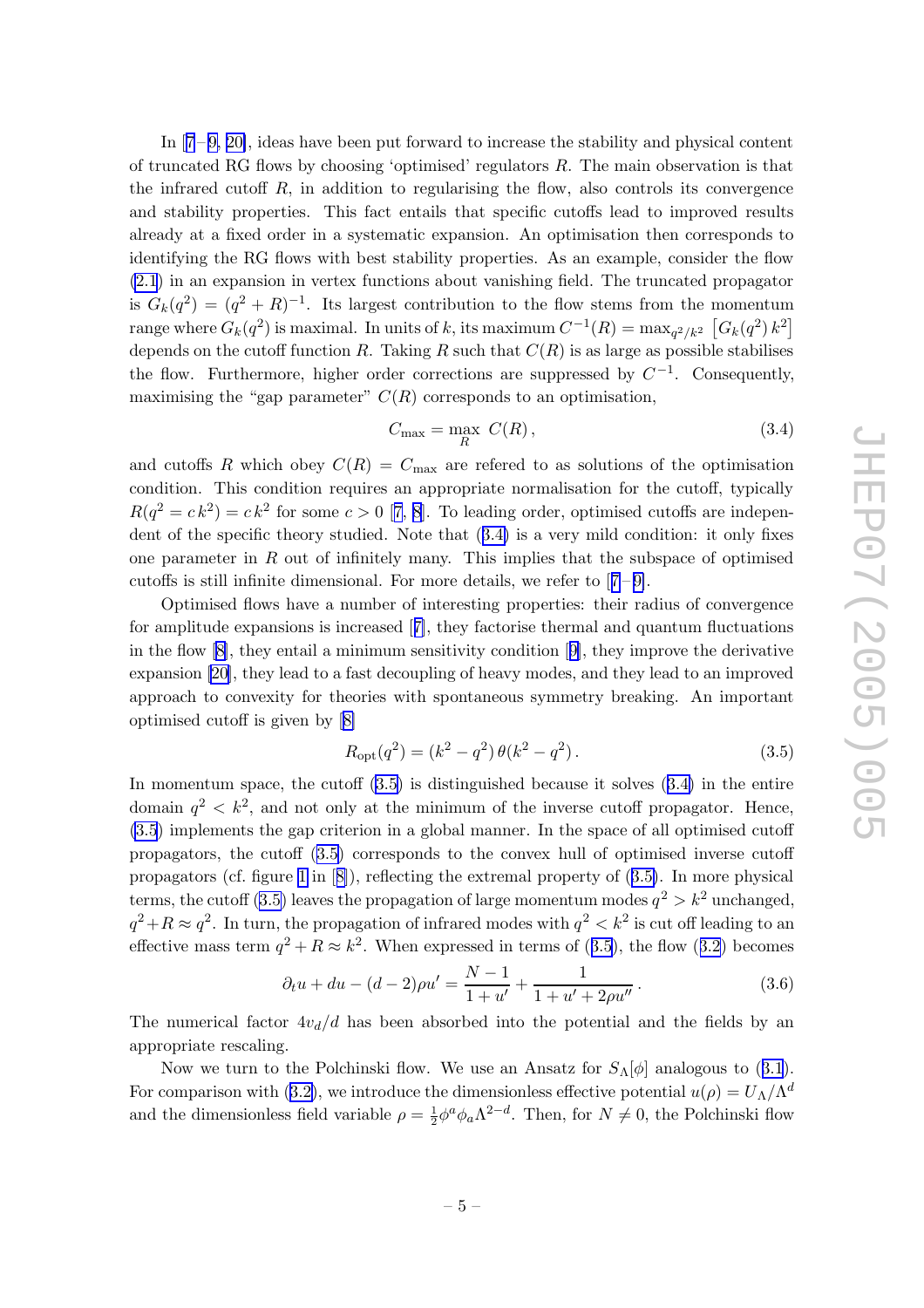In [7–9, 20], ideas have been put forward to increase the stability and physical content of truncated RG flows by choosing 'optimised' regulators $R$. The main observation is that the infrared cutoff $R$, in addition to regularising the flow, also controls its convergence and stability properties. This fact entails that specific cutoffs lead to improved results already at a fixed order in a systematic expansion. An optimisation then corresponds to identifying the RG flows with best stability properties. As an example, consider the flow (2.1) in an expansion in vertex functions about vanishing field. The truncated propagator is $G_k(q^2) = (q^2 + R)^{-1}$. Its largest contribution to the flow stems from the momentum range where $G_k(q^2)$ is maximal. In units of $k$, its maximum $C^{-1}(R) = \max_{q^2/k^2} \left[G_k(q^2)\, k^2\right]$ depends on the cutoff function $R$. Taking $R$ such that $C(R)$ is as large as possible stabilises the flow. Furthermore, higher order corrections are suppressed by $C^{-1}$. Consequently, maximising the "gap parameter" $C(R)$ corresponds to an optimisation,

$$C_{\rm max} = \max_R \; C(R)\,, \tag{3.4}$$

and cutoffs $R$ which obey $C(R) = C_{\rm max}$ are refered to as solutions of the optimisation condition. This condition requires an appropriate normalisation for the cutoff, typically $R(q^2 = c\,k^2) = c\,k^2$ for some $c > 0$ [7, 8]. To leading order, optimised cutoffs are independent of the specific theory studied. Note that (3.4) is a very mild condition: it only fixes one parameter in $R$ out of infinitely many. This implies that the subspace of optimised cutoffs is still infinite dimensional. For more details, we refer to [7–9].

Optimised flows have a number of interesting properties: their radius of convergence for amplitude expansions is increased [7], they factorise thermal and quantum fluctuations in the flow [8], they entail a minimum sensitivity condition [9], they improve the derivative expansion [20], they lead to a fast decoupling of heavy modes, and they lead to an improved approach to convexity for theories with spontaneous symmetry breaking. An important optimised cutoff is given by [8]

$$R_{\rm opt}(q^2) = (k^2 - q^2)\,\theta(k^2 - q^2)\,. \tag{3.5}$$

In momentum space, the cutoff (3.5) is distinguished because it solves (3.4) in the entire domain $q^2 < k^2$, and not only at the minimum of the inverse cutoff propagator. Hence, (3.5) implements the gap criterion in a global manner. In the space of all optimised cutoff propagators, the cutoff (3.5) corresponds to the convex hull of optimised inverse cutoff propagators (cf. figure 1 in [8]), reflecting the extremal property of (3.5). In more physical terms, the cutoff (3.5) leaves the propagation of large momentum modes $q^2 > k^2$ unchanged, $q^2 + R \approx q^2$. In turn, the propagation of infrared modes with $q^2 < k^2$ is cut off leading to an effective mass term $q^2 + R \approx k^2$. When expressed in terms of (3.5), the flow (3.2) becomes

$$\partial_t u + du - (d-2)\rho u' = \frac{N-1}{1+u'} + \frac{1}{1+u'+2\rho u''}\,. \tag{3.6}$$

The numerical factor $4v_d/d$ has been absorbed into the potential and the fields by an appropriate rescaling.

Now we turn to the Polchinski flow. We use an Ansatz for $S_\Lambda[\phi]$ analogous to (3.1). For comparison with (3.2), we introduce the dimensionless effective potential $u(\rho) = U_\Lambda/\Lambda^d$ and the dimensionless field variable $\rho = \frac{1}{2}\phi^a\phi_a\Lambda^{2-d}$. Then, for $N \neq 0$, the Polchinski flow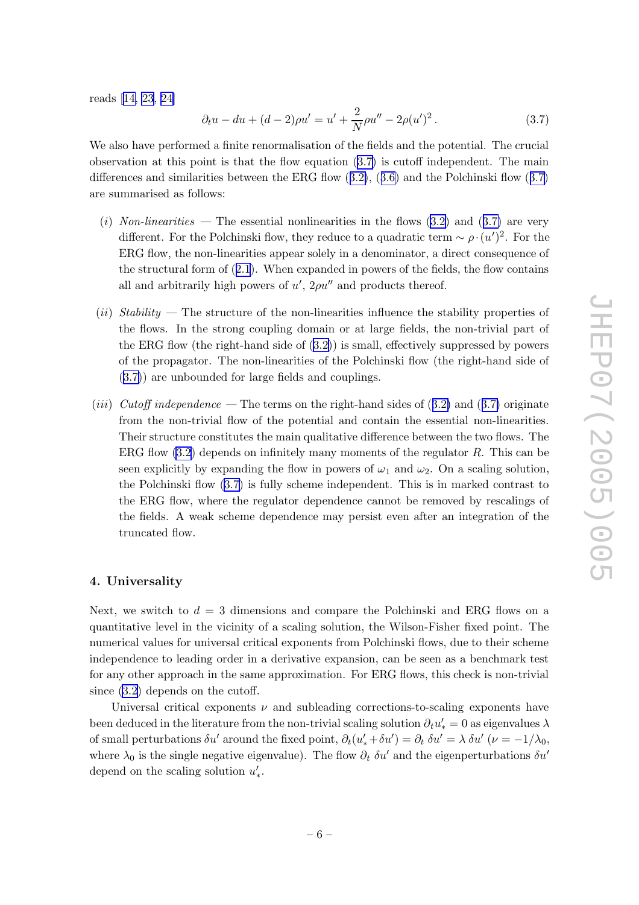reads [14, 23, 24]

$$\partial_t u - du + (d-2)\rho u' = u' + \frac{2}{N}\rho u'' - 2\rho(u')^2 \,. \tag{3.7}$$

We also have performed a finite renormalisation of the fields and the potential. The crucial observation at this point is that the flow equation (3.7) is cutoff independent. The main differences and similarities between the ERG flow (3.2), (3.6) and the Polchinski flow (3.7) are summarised as follows:

(*i*) *Non-linearities* — The essential nonlinearities in the flows (3.2) and (3.7) are very different. For the Polchinski flow, they reduce to a quadratic term $\sim \rho \cdot (u')^2$. For the ERG flow, the non-linearities appear solely in a denominator, a direct consequence of the structural form of (2.1). When expanded in powers of the fields, the flow contains all and arbitrarily high powers of $u'$, $2\rho u''$ and products thereof.

(*ii*) *Stability* — The structure of the non-linearities influence the stability properties of the flows. In the strong coupling domain or at large fields, the non-trivial part of the ERG flow (the right-hand side of (3.2)) is small, effectively suppressed by powers of the propagator. The non-linearities of the Polchinski flow (the right-hand side of (3.7)) are unbounded for large fields and couplings.

(*iii*) *Cutoff independence* — The terms on the right-hand sides of (3.2) and (3.7) originate from the non-trivial flow of the potential and contain the essential non-linearities. Their structure constitutes the main qualitative difference between the two flows. The ERG flow (3.2) depends on infinitely many moments of the regulator $R$. This can be seen explicitly by expanding the flow in powers of $\omega_1$ and $\omega_2$. On a scaling solution, the Polchinski flow (3.7) is fully scheme independent. This is in marked contrast to the ERG flow, where the regulator dependence cannot be removed by rescalings of the fields. A weak scheme dependence may persist even after an integration of the truncated flow.

## 4. Universality

Next, we switch to $d = 3$ dimensions and compare the Polchinski and ERG flows on a quantitative level in the vicinity of a scaling solution, the Wilson-Fisher fixed point. The numerical values for universal critical exponents from Polchinski flows, due to their scheme independence to leading order in a derivative expansion, can be seen as a benchmark test for any other approach in the same approximation. For ERG flows, this check is non-trivial since (3.2) depends on the cutoff.

Universal critical exponents $\nu$ and subleading corrections-to-scaling exponents have been deduced in the literature from the non-trivial scaling solution $\partial_t u'_* = 0$ as eigenvalues $\lambda$ of small perturbations $\delta u'$ around the fixed point, $\partial_t(u'_* + \delta u') = \partial_t\, \delta u' = \lambda\, \delta u'$ ($\nu = -1/\lambda_0$, where $\lambda_0$ is the single negative eigenvalue). The flow $\partial_t\, \delta u'$ and the eigenperturbations $\delta u'$ depend on the scaling solution $u'_*$.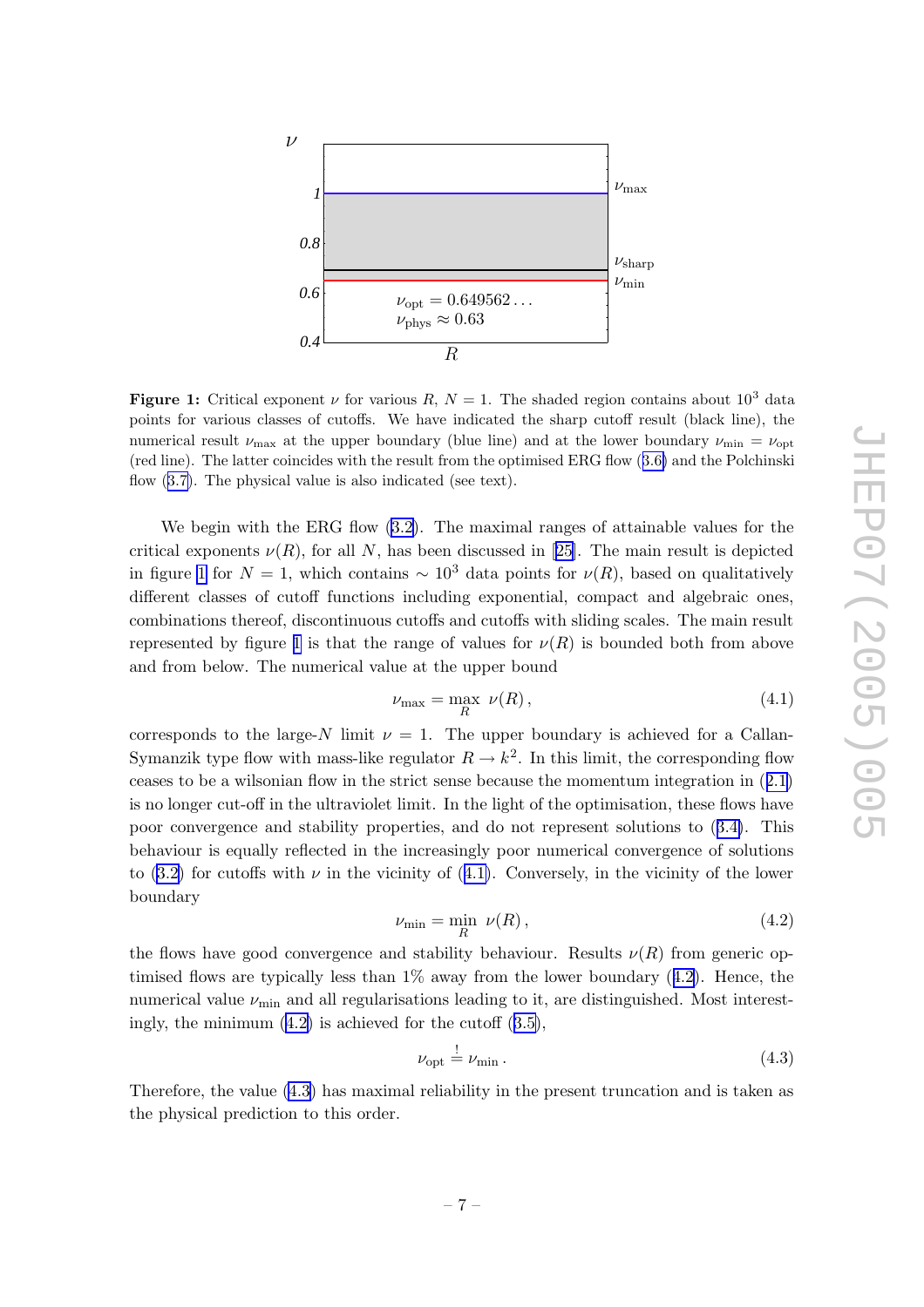$\nu$

1

0.8

0.6

0.4

$\nu_{\rm max}$

$\nu_{\rm sharp}$

$\nu_{\rm min}$

$\nu_{\rm opt} = 0.649562\ldots$

$\nu_{\rm phys} \approx 0.63$

$R$

**Figure 1:** Critical exponent $\nu$ for various $R$, $N = 1$. The shaded region contains about $10^3$ data points for various classes of cutoffs. We have indicated the sharp cutoff result (black line), the numerical result $\nu_{\rm max}$ at the upper boundary (blue line) and at the lower boundary $\nu_{\rm min} = \nu_{\rm opt}$ (red line). The latter coincides with the result from the optimised ERG flow (3.6) and the Polchinski flow (3.7). The physical value is also indicated (see text).

We begin with the ERG flow (3.2). The maximal ranges of attainable values for the critical exponents $\nu(R)$, for all $N$, has been discussed in [25]. The main result is depicted in figure 1 for $N = 1$, which contains $\sim 10^3$ data points for $\nu(R)$, based on qualitatively different classes of cutoff functions including exponential, compact and algebraic ones, combinations thereof, discontinuous cutoffs and cutoffs with sliding scales. The main result represented by figure 1 is that the range of values for $\nu(R)$ is bounded both from above and from below. The numerical value at the upper bound

$$\nu_{\rm max} = \max_R \ \nu(R)\,, \tag{4.1}$$

corresponds to the large-$N$ limit $\nu = 1$. The upper boundary is achieved for a Callan-Symanzik type flow with mass-like regulator $R \to k^2$. In this limit, the corresponding flow ceases to be a wilsonian flow in the strict sense because the momentum integration in (2.1) is no longer cut-off in the ultraviolet limit. In the light of the optimisation, these flows have poor convergence and stability properties, and do not represent solutions to (3.4). This behaviour is equally reflected in the increasingly poor numerical convergence of solutions to (3.2) for cutoffs with $\nu$ in the vicinity of (4.1). Conversely, in the vicinity of the lower boundary

$$\nu_{\rm min} = \min_R \ \nu(R)\,, \tag{4.2}$$

the flows have good convergence and stability behaviour. Results $\nu(R)$ from generic optimised flows are typically less than 1% away from the lower boundary (4.2). Hence, the numerical value $\nu_{\rm min}$ and all regularisations leading to it, are distinguished. Most interestingly, the minimum (4.2) is achieved for the cutoff (3.5),

$$\nu_{\rm opt} \stackrel{!}{=} \nu_{\rm min}\,. \tag{4.3}$$

Therefore, the value (4.3) has maximal reliability in the present truncation and is taken as the physical prediction to this order.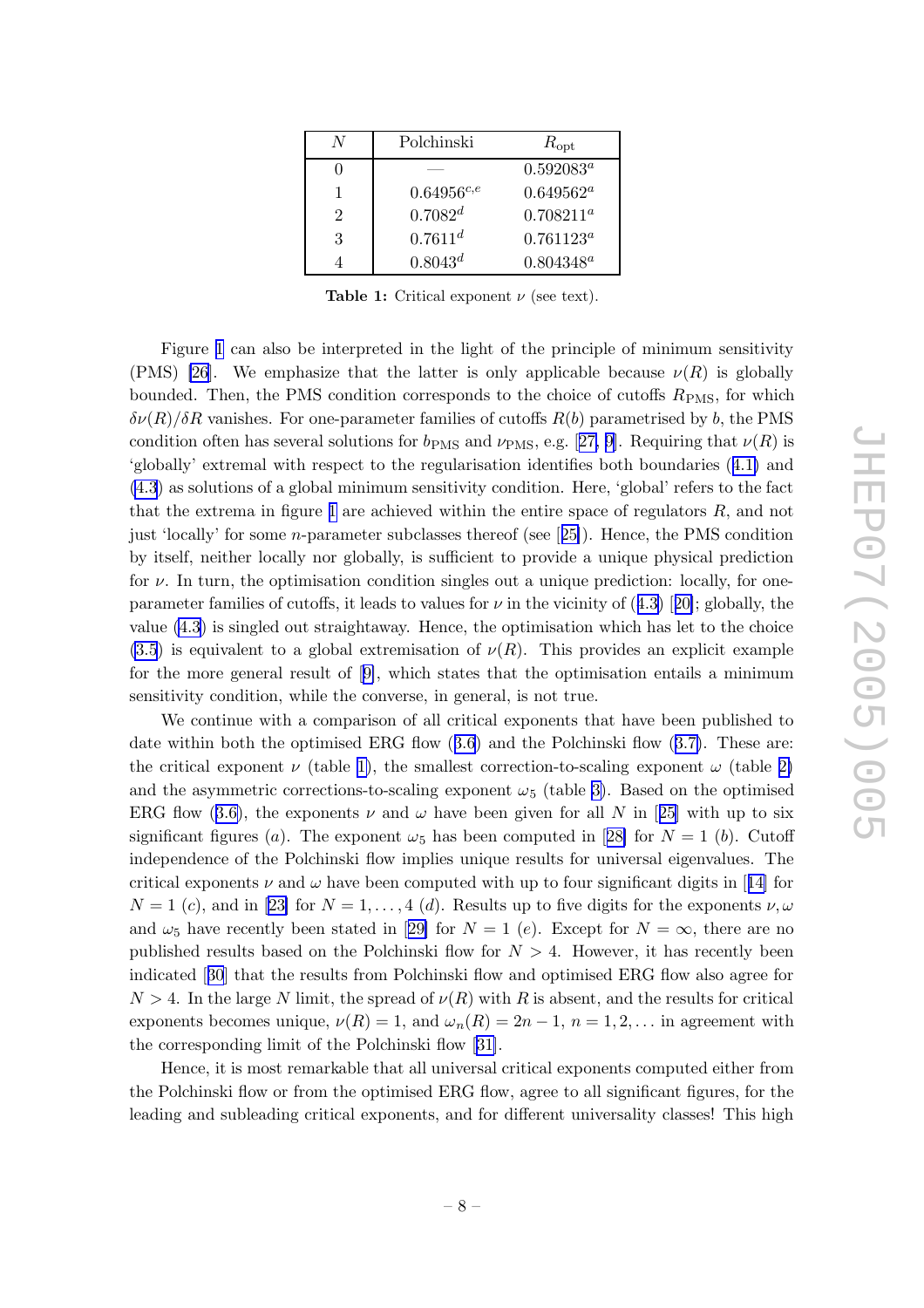| $N$ | Polchinski | $R_{\rm opt}$ |
|---|---|---|
| 0 | — | $0.592083^a$ |
| 1 | $0.64956^{c,e}$ | $0.649562^a$ |
| 2 | $0.7082^d$ | $0.708211^a$ |
| 3 | $0.7611^d$ | $0.761123^a$ |
| 4 | $0.8043^d$ | $0.804348^a$ |

**Table 1:** Critical exponent $\nu$ (see text).

Figure 1 can also be interpreted in the light of the principle of minimum sensitivity (PMS) [26]. We emphasize that the latter is only applicable because $\nu(R)$ is globally bounded. Then, the PMS condition corresponds to the choice of cutoffs $R_{\rm PMS}$, for which $\delta\nu(R)/\delta R$ vanishes. For one-parameter families of cutoffs $R(b)$ parametrised by $b$, the PMS condition often has several solutions for $b_{\rm PMS}$ and $\nu_{\rm PMS}$, e.g. [27, 9]. Requiring that $\nu(R)$ is 'globally' extremal with respect to the regularisation identifies both boundaries (4.1) and (4.3) as solutions of a global minimum sensitivity condition. Here, 'global' refers to the fact that the extrema in figure 1 are achieved within the entire space of regulators $R$, and not just 'locally' for some $n$-parameter subclasses thereof (see [25]). Hence, the PMS condition by itself, neither locally nor globally, is sufficient to provide a unique physical prediction for $\nu$. In turn, the optimisation condition singles out a unique prediction: locally, for one-parameter families of cutoffs, it leads to values for $\nu$ in the vicinity of (4.3) [20]; globally, the value (4.3) is singled out straightaway. Hence, the optimisation which has let to the choice (3.5) is equivalent to a global extremisation of $\nu(R)$. This provides an explicit example for the more general result of [9], which states that the optimisation entails a minimum sensitivity condition, while the converse, in general, is not true.

We continue with a comparison of all critical exponents that have been published to date within both the optimised ERG flow (3.6) and the Polchinski flow (3.7). These are: the critical exponent $\nu$ (table 1), the smallest correction-to-scaling exponent $\omega$ (table 2) and the asymmetric corrections-to-scaling exponent $\omega_5$ (table 3). Based on the optimised ERG flow (3.6), the exponents $\nu$ and $\omega$ have been given for all $N$ in [25] with up to six significant figures $(a)$. The exponent $\omega_5$ has been computed in [28] for $N = 1$ $(b)$. Cutoff independence of the Polchinski flow implies unique results for universal eigenvalues. The critical exponents $\nu$ and $\omega$ have been computed with up to four significant digits in [14] for $N = 1$ $(c)$, and in [23] for $N = 1, \ldots, 4$ $(d)$. Results up to five digits for the exponents $\nu, \omega$ and $\omega_5$ have recently been stated in [29] for $N = 1$ $(e)$. Except for $N = \infty$, there are no published results based on the Polchinski flow for $N > 4$. However, it has recently been indicated [30] that the results from Polchinski flow and optimised ERG flow also agree for $N > 4$. In the large $N$ limit, the spread of $\nu(R)$ with $R$ is absent, and the results for critical exponents becomes unique, $\nu(R) = 1$, and $\omega_n(R) = 2n - 1$, $n = 1, 2, \ldots$ in agreement with the corresponding limit of the Polchinski flow [31].

Hence, it is most remarkable that all universal critical exponents computed either from the Polchinski flow or from the optimised ERG flow, agree to all significant figures, for the leading and subleading critical exponents, and for different universality classes! This high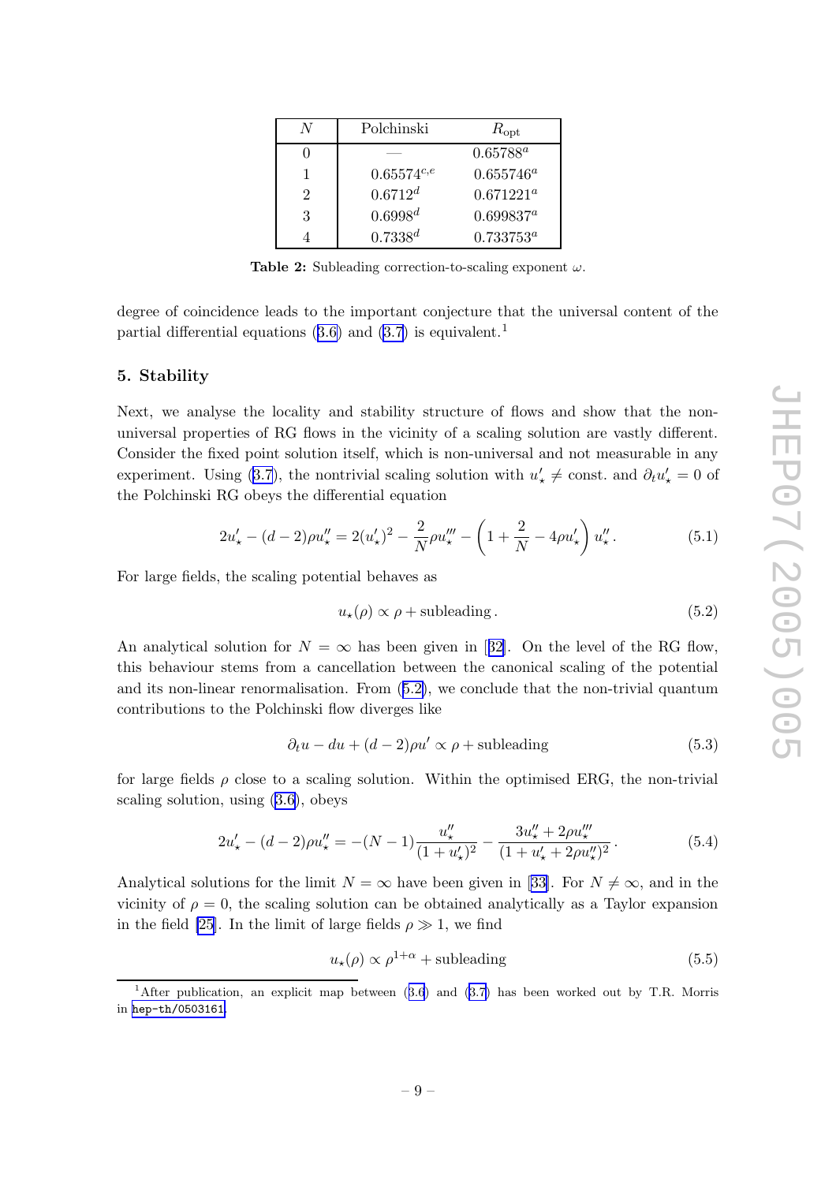| $N$ | Polchinski | $R_{\rm opt}$ |
|---|---|---|
| 0 | — | 0.65788[a] |
| 1 | 0.65574[c,e] | 0.655746[a] |
| 2 | 0.6712[d] | 0.671221[a] |
| 3 | 0.6998[d] | 0.699837[a] |
| 4 | 0.7338[d] | 0.733753[a] |

**Table 2:** Subleading correction-to-scaling exponent $\omega$.

degree of coincidence leads to the important conjecture that the universal content of the partial differential equations (3.6) and (3.7) is equivalent.[1]

## 5. Stability

Next, we analyse the locality and stability structure of flows and show that the non-universal properties of RG flows in the vicinity of a scaling solution are vastly different. Consider the fixed point solution itself, which is non-universal and not measurable in any experiment. Using (3.7), the nontrivial scaling solution with $u'_\star \neq$ const. and $\partial_t u'_\star = 0$ of the Polchinski RG obeys the differential equation

$$2u'_\star - (d-2)\rho u''_\star = 2(u'_\star)^2 - \frac{2}{N}\rho u'''_\star - \left(1 + \frac{2}{N} - 4\rho u'_\star\right) u''_\star . \tag{5.1}$$

For large fields, the scaling potential behaves as

$$u_\star(\rho) \propto \rho + \text{subleading} . \tag{5.2}$$

An analytical solution for $N = \infty$ has been given in [32]. On the level of the RG flow, this behaviour stems from a cancellation between the canonical scaling of the potential and its non-linear renormalisation. From (5.2), we conclude that the non-trivial quantum contributions to the Polchinski flow diverges like

$$\partial_t u - du + (d-2)\rho u' \propto \rho + \text{subleading} \tag{5.3}$$

for large fields $\rho$ close to a scaling solution. Within the optimised ERG, the non-trivial scaling solution, using (3.6), obeys

$$2u'_\star - (d-2)\rho u''_\star = -(N-1)\frac{u''_\star}{(1+u'_\star)^2} - \frac{3u''_\star + 2\rho u'''_\star}{(1 + u'_\star + 2\rho u''_\star)^2} . \tag{5.4}$$

Analytical solutions for the limit $N = \infty$ have been given in [33]. For $N \neq \infty$, and in the vicinity of $\rho = 0$, the scaling solution can be obtained analytically as a Taylor expansion in the field [25]. In the limit of large fields $\rho \gg 1$, we find

$$u_\star(\rho) \propto \rho^{1+\alpha} + \text{subleading} \tag{5.5}$$

[1] After publication, an explicit map between (3.6) and (3.7) has been worked out by T.R. Morris in hep-th/0503161.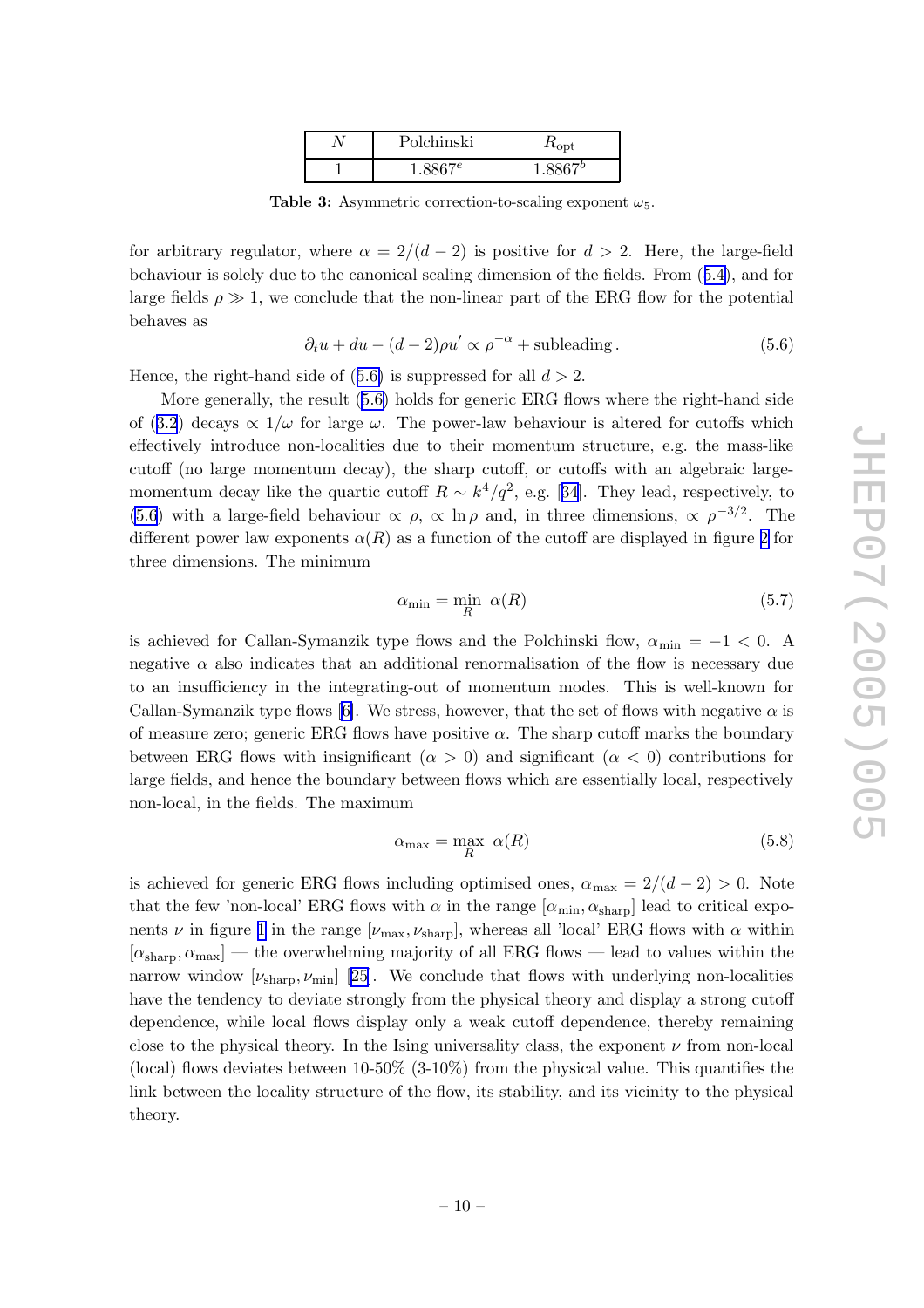| $N$ | Polchinski | $R_{\rm opt}$ |
|---|---|---|
| 1 | $1.8867^e$ | $1.8867^b$ |

**Table 3:** Asymmetric correction-to-scaling exponent $\omega_5$.

for arbitrary regulator, where $\alpha = 2/(d-2)$ is positive for $d > 2$. Here, the large-field behaviour is solely due to the canonical scaling dimension of the fields. From (5.4), and for large fields $\rho \gg 1$, we conclude that the non-linear part of the ERG flow for the potential behaves as

$$\partial_t u + du - (d-2)\rho u' \propto \rho^{-\alpha} + \text{subleading}. \tag{5.6}$$

Hence, the right-hand side of (5.6) is suppressed for all $d > 2$.

More generally, the result (5.6) holds for generic ERG flows where the right-hand side of (3.2) decays $\propto 1/\omega$ for large $\omega$. The power-law behaviour is altered for cutoffs which effectively introduce non-localities due to their momentum structure, e.g. the mass-like cutoff (no large momentum decay), the sharp cutoff, or cutoffs with an algebraic large-momentum decay like the quartic cutoff $R \sim k^4/q^2$, e.g. [34]. They lead, respectively, to (5.6) with a large-field behaviour $\propto \rho$, $\propto \ln\rho$ and, in three dimensions, $\propto \rho^{-3/2}$. The different power law exponents $\alpha(R)$ as a function of the cutoff are displayed in figure 2 for three dimensions. The minimum

$$\alpha_{\rm min} = \min_R \ \alpha(R) \tag{5.7}$$

is achieved for Callan-Symanzik type flows and the Polchinski flow, $\alpha_{\rm min} = -1 < 0$. A negative $\alpha$ also indicates that an additional renormalisation of the flow is necessary due to an insufficiency in the integrating-out of momentum modes. This is well-known for Callan-Symanzik type flows [6]. We stress, however, that the set of flows with negative $\alpha$ is of measure zero; generic ERG flows have positive $\alpha$. The sharp cutoff marks the boundary between ERG flows with insignificant ($\alpha > 0$) and significant ($\alpha < 0$) contributions for large fields, and hence the boundary between flows which are essentially local, respectively non-local, in the fields. The maximum

$$\alpha_{\rm max} = \max_R \ \alpha(R) \tag{5.8}$$

is achieved for generic ERG flows including optimised ones, $\alpha_{\rm max} = 2/(d-2) > 0$. Note that the few 'non-local' ERG flows with $\alpha$ in the range $[\alpha_{\rm min}, \alpha_{\rm sharp}]$ lead to critical exponents $\nu$ in figure 1 in the range $[\nu_{\rm max}, \nu_{\rm sharp}]$, whereas all 'local' ERG flows with $\alpha$ within $[\alpha_{\rm sharp}, \alpha_{\rm max}]$ — the overwhelming majority of all ERG flows — lead to values within the narrow window $[\nu_{\rm sharp}, \nu_{\rm min}]$ [25]. We conclude that flows with underlying non-localities have the tendency to deviate strongly from the physical theory and display a strong cutoff dependence, while local flows display only a weak cutoff dependence, thereby remaining close to the physical theory. In the Ising universality class, the exponent $\nu$ from non-local (local) flows deviates between 10-50% (3-10%) from the physical value. This quantifies the link between the locality structure of the flow, its stability, and its vicinity to the physical theory.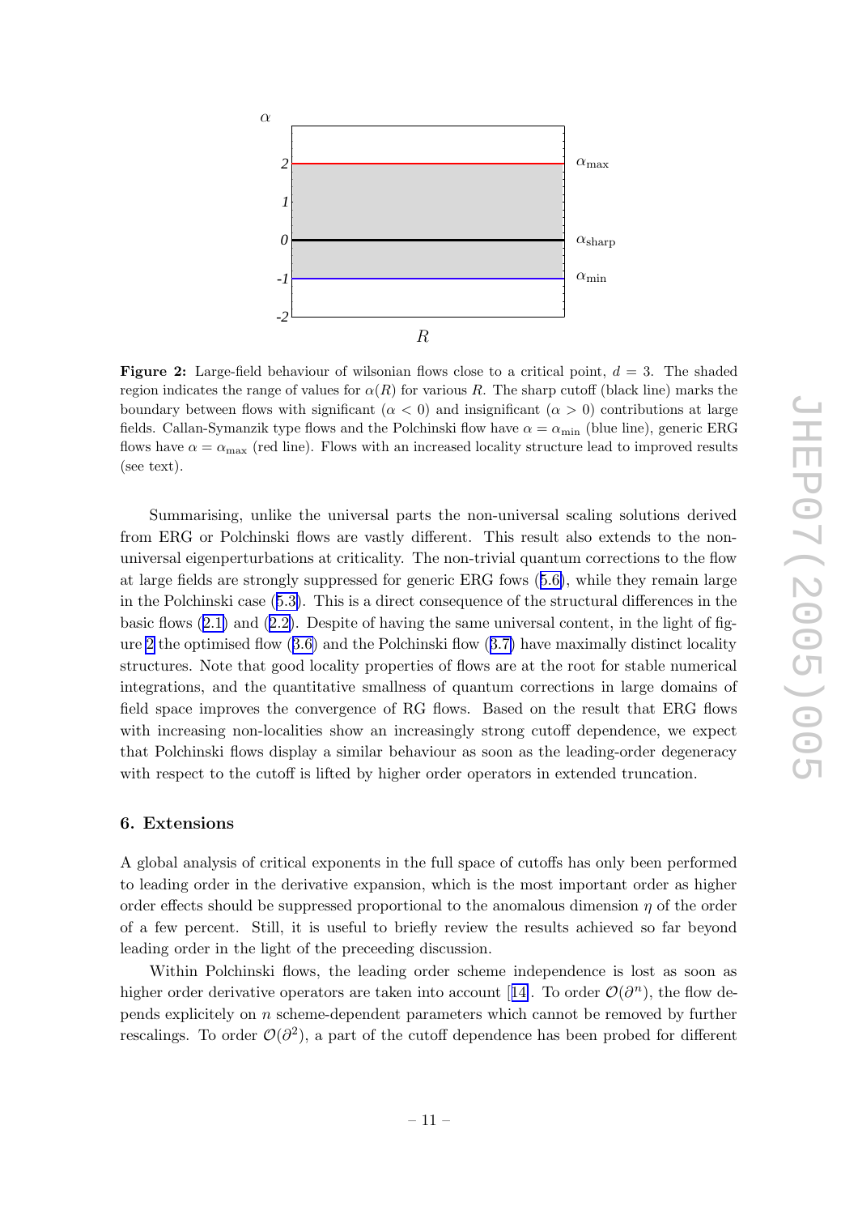$\alpha$

2

1

0

-1

-2

$R$

$\alpha_{\max}$

$\alpha_{\rm sharp}$

$\alpha_{\min}$

**Figure 2:** Large-field behaviour of wilsonian flows close to a critical point, $d = 3$. The shaded region indicates the range of values for $\alpha(R)$ for various $R$. The sharp cutoff (black line) marks the boundary between flows with significant ($\alpha < 0$) and insignificant ($\alpha > 0$) contributions at large fields. Callan-Symanzik type flows and the Polchinski flow have $\alpha = \alpha_{\min}$ (blue line), generic ERG flows have $\alpha = \alpha_{\max}$ (red line). Flows with an increased locality structure lead to improved results (see text).

Summarising, unlike the universal parts the non-universal scaling solutions derived from ERG or Polchinski flows are vastly different. This result also extends to the non-universal eigenperturbations at criticality. The non-trivial quantum corrections to the flow at large fields are strongly suppressed for generic ERG fows (5.6), while they remain large in the Polchinski case (5.3). This is a direct consequence of the structural differences in the basic flows (2.1) and (2.2). Despite of having the same universal content, in the light of figure 2 the optimised flow (3.6) and the Polchinski flow (3.7) have maximally distinct locality structures. Note that good locality properties of flows are at the root for stable numerical integrations, and the quantitative smallness of quantum corrections in large domains of field space improves the convergence of RG flows. Based on the result that ERG flows with increasing non-localities show an increasingly strong cutoff dependence, we expect that Polchinski flows display a similar behaviour as soon as the leading-order degeneracy with respect to the cutoff is lifted by higher order operators in extended truncation.

## 6. Extensions

A global analysis of critical exponents in the full space of cutoffs has only been performed to leading order in the derivative expansion, which is the most important order as higher order effects should be suppressed proportional to the anomalous dimension $\eta$ of the order of a few percent. Still, it is useful to briefly review the results achieved so far beyond leading order in the light of the preceeding discussion.

Within Polchinski flows, the leading order scheme independence is lost as soon as higher order derivative operators are taken into account [14]. To order $\mathcal{O}(\partial^n)$, the flow depends explicitely on $n$ scheme-dependent parameters which cannot be removed by further rescalings. To order $\mathcal{O}(\partial^2)$, a part of the cutoff dependence has been probed for different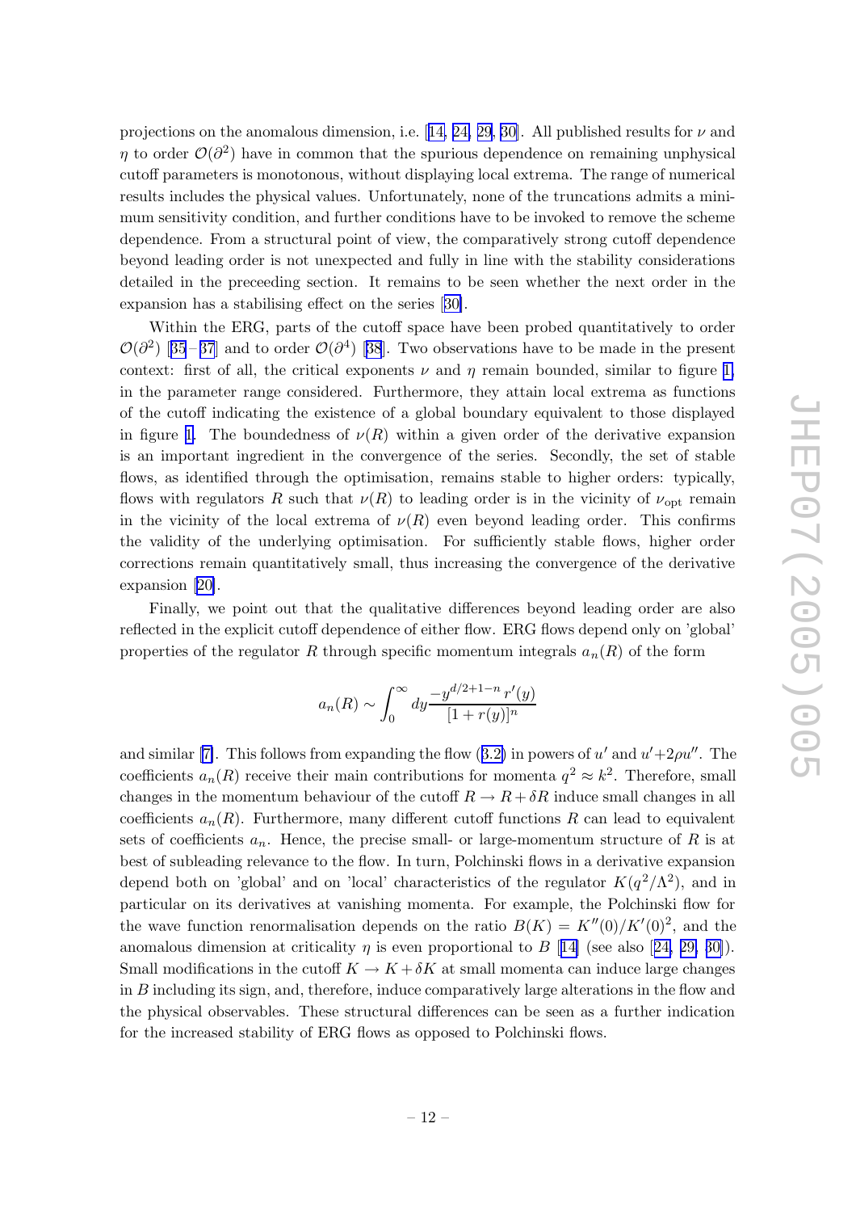projections on the anomalous dimension, i.e. [14, 24, 29, 30]. All published results for $\nu$ and $\eta$ to order $\mathcal{O}(\partial^2)$ have in common that the spurious dependence on remaining unphysical cutoff parameters is monotonous, without displaying local extrema. The range of numerical results includes the physical values. Unfortunately, none of the truncations admits a minimum sensitivity condition, and further conditions have to be invoked to remove the scheme dependence. From a structural point of view, the comparatively strong cutoff dependence beyond leading order is not unexpected and fully in line with the stability considerations detailed in the preceeding section. It remains to be seen whether the next order in the expansion has a stabilising effect on the series [30].

Within the ERG, parts of the cutoff space have been probed quantitatively to order $\mathcal{O}(\partial^2)$ [35–37] and to order $\mathcal{O}(\partial^4)$ [38]. Two observations have to be made in the present context: first of all, the critical exponents $\nu$ and $\eta$ remain bounded, similar to figure 1, in the parameter range considered. Furthermore, they attain local extrema as functions of the cutoff indicating the existence of a global boundary equivalent to those displayed in figure 1. The boundedness of $\nu(R)$ within a given order of the derivative expansion is an important ingredient in the convergence of the series. Secondly, the set of stable flows, as identified through the optimisation, remains stable to higher orders: typically, flows with regulators $R$ such that $\nu(R)$ to leading order is in the vicinity of $\nu_{\rm opt}$ remain in the vicinity of the local extrema of $\nu(R)$ even beyond leading order. This confirms the validity of the underlying optimisation. For sufficiently stable flows, higher order corrections remain quantitatively small, thus increasing the convergence of the derivative expansion [20].

Finally, we point out that the qualitative differences beyond leading order are also reflected in the explicit cutoff dependence of either flow. ERG flows depend only on 'global' properties of the regulator $R$ through specific momentum integrals $a_n(R)$ of the form

$$a_n(R) \sim \int_0^\infty dy \frac{-y^{d/2+1-n}\, r'(y)}{[1+r(y)]^n}$$

and similar [7]. This follows from expanding the flow (3.2) in powers of $u'$ and $u'+2\rho u''$. The coefficients $a_n(R)$ receive their main contributions for momenta $q^2 \approx k^2$. Therefore, small changes in the momentum behaviour of the cutoff $R \to R + \delta R$ induce small changes in all coefficients $a_n(R)$. Furthermore, many different cutoff functions $R$ can lead to equivalent sets of coefficients $a_n$. Hence, the precise small- or large-momentum structure of $R$ is at best of subleading relevance to the flow. In turn, Polchinski flows in a derivative expansion depend both on 'global' and on 'local' characteristics of the regulator $K(q^2/\Lambda^2)$, and in particular on its derivatives at vanishing momenta. For example, the Polchinski flow for the wave function renormalisation depends on the ratio $B(K) = K''(0)/K'(0)^2$, and the anomalous dimension at criticality $\eta$ is even proportional to $B$ [14] (see also [24, 29, 30]). Small modifications in the cutoff $K \to K + \delta K$ at small momenta can induce large changes in $B$ including its sign, and, therefore, induce comparatively large alterations in the flow and the physical observables. These structural differences can be seen as a further indication for the increased stability of ERG flows as opposed to Polchinski flows.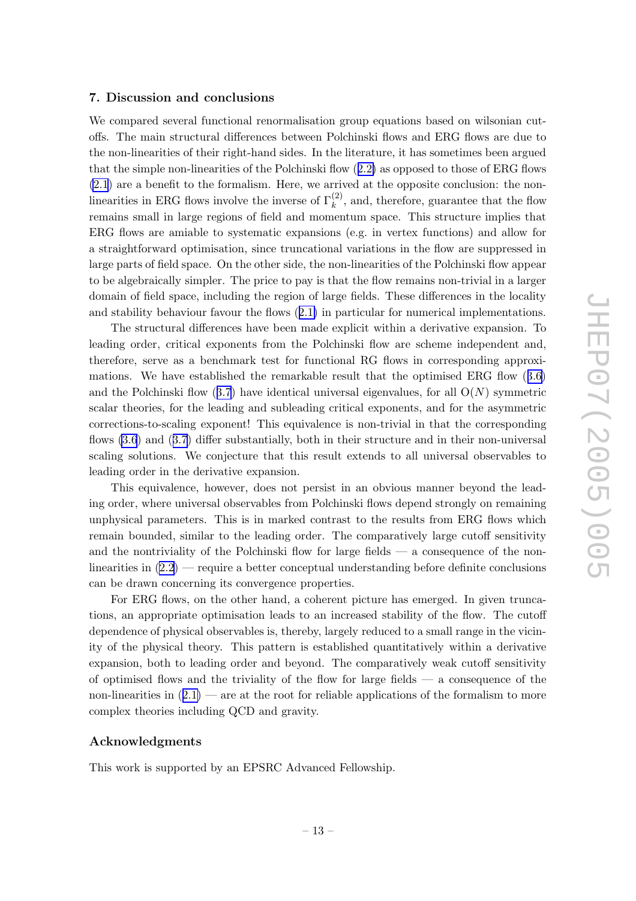## 7. Discussion and conclusions

We compared several functional renormalisation group equations based on wilsonian cutoffs. The main structural differences between Polchinski flows and ERG flows are due to the non-linearities of their right-hand sides. In the literature, it has sometimes been argued that the simple non-linearities of the Polchinski flow (2.2) as opposed to those of ERG flows (2.1) are a benefit to the formalism. Here, we arrived at the opposite conclusion: the non-linearities in ERG flows involve the inverse of $\Gamma_k^{(2)}$, and, therefore, guarantee that the flow remains small in large regions of field and momentum space. This structure implies that ERG flows are amiable to systematic expansions (e.g. in vertex functions) and allow for a straightforward optimisation, since truncational variations in the flow are suppressed in large parts of field space. On the other side, the non-linearities of the Polchinski flow appear to be algebraically simpler. The price to pay is that the flow remains non-trivial in a larger domain of field space, including the region of large fields. These differences in the locality and stability behaviour favour the flows (2.1) in particular for numerical implementations.

The structural differences have been made explicit within a derivative expansion. To leading order, critical exponents from the Polchinski flow are scheme independent and, therefore, serve as a benchmark test for functional RG flows in corresponding approximations. We have established the remarkable result that the optimised ERG flow (3.6) and the Polchinski flow (3.7) have identical universal eigenvalues, for all $\mathrm{O}(N)$ symmetric scalar theories, for the leading and subleading critical exponents, and for the asymmetric corrections-to-scaling exponent! This equivalence is non-trivial in that the corresponding flows (3.6) and (3.7) differ substantially, both in their structure and in their non-universal scaling solutions. We conjecture that this result extends to all universal observables to leading order in the derivative expansion.

This equivalence, however, does not persist in an obvious manner beyond the leading order, where universal observables from Polchinski flows depend strongly on remaining unphysical parameters. This is in marked contrast to the results from ERG flows which remain bounded, similar to the leading order. The comparatively large cutoff sensitivity and the nontriviality of the Polchinski flow for large fields — a consequence of the non-linearities in (2.2) — require a better conceptual understanding before definite conclusions can be drawn concerning its convergence properties.

For ERG flows, on the other hand, a coherent picture has emerged. In given truncations, an appropriate optimisation leads to an increased stability of the flow. The cutoff dependence of physical observables is, thereby, largely reduced to a small range in the vicinity of the physical theory. This pattern is established quantitatively within a derivative expansion, both to leading order and beyond. The comparatively weak cutoff sensitivity of optimised flows and the triviality of the flow for large fields — a consequence of the non-linearities in (2.1) — are at the root for reliable applications of the formalism to more complex theories including QCD and gravity.

## Acknowledgments

This work is supported by an EPSRC Advanced Fellowship.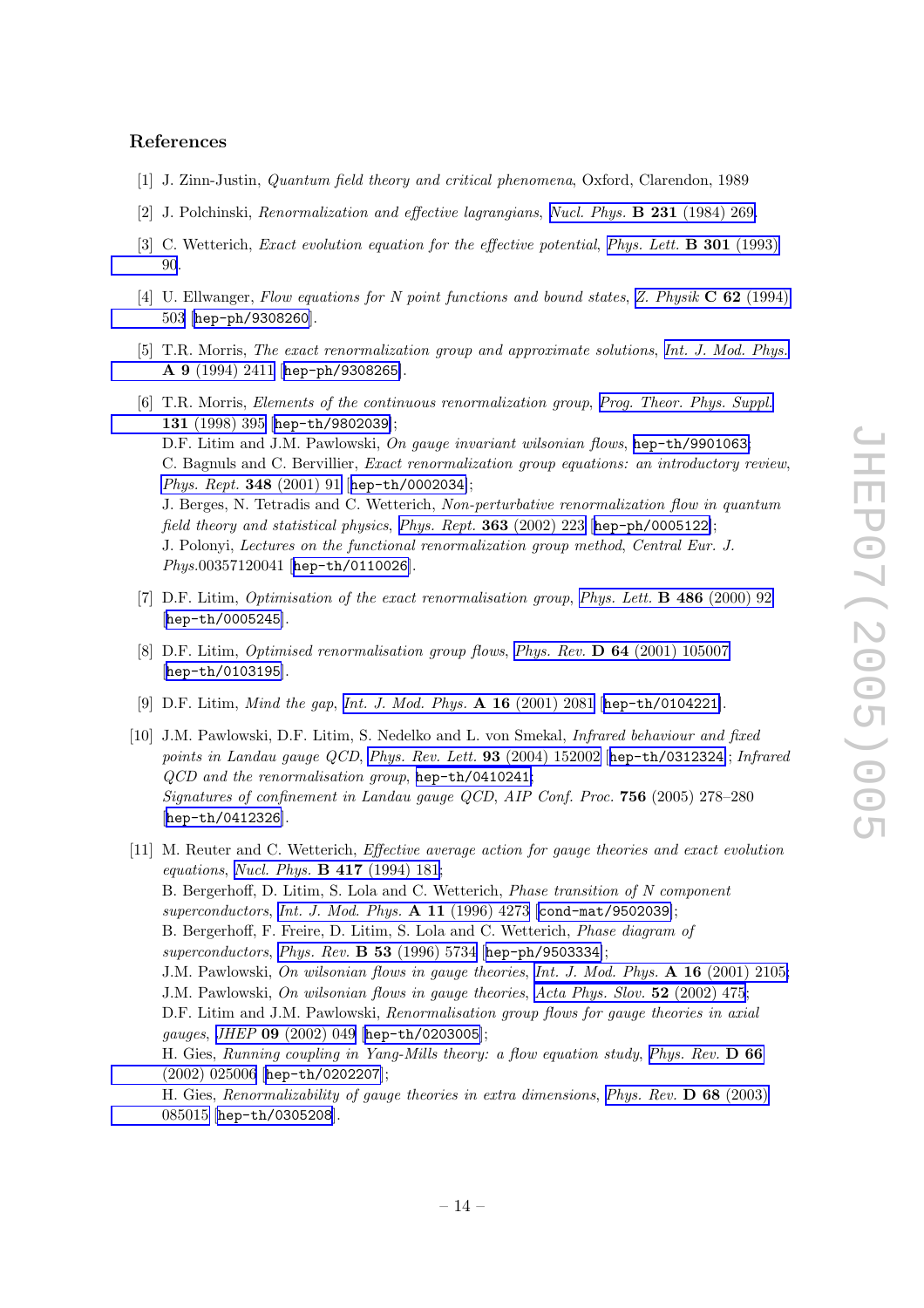## References

[1] J. Zinn-Justin, *Quantum field theory and critical phenomena*, Oxford, Clarendon, 1989

[2] J. Polchinski, *Renormalization and effective lagrangians*, *Nucl. Phys.* **B 231** (1984) 269.

[3] C. Wetterich, *Exact evolution equation for the effective potential*, *Phys. Lett.* **B 301** (1993) 90.

[4] U. Ellwanger, *Flow equations for N point functions and bound states*, *Z. Physik* **C 62** (1994) 503 [hep-ph/9308260].

[5] T.R. Morris, *The exact renormalization group and approximate solutions*, *Int. J. Mod. Phys.* **A 9** (1994) 2411 [hep-ph/9308265].

[6] T.R. Morris, *Elements of the continuous renormalization group*, *Prog. Theor. Phys. Suppl.* **131** (1998) 395 [hep-th/9802039];
D.F. Litim and J.M. Pawlowski, *On gauge invariant wilsonian flows*, hep-th/9901063;
C. Bagnuls and C. Bervillier, *Exact renormalization group equations: an introductory review*, *Phys. Rept.* **348** (2001) 91 [hep-th/0002034];
J. Berges, N. Tetradis and C. Wetterich, *Non-perturbative renormalization flow in quantum field theory and statistical physics*, *Phys. Rept.* **363** (2002) 223 [hep-ph/0005122];
J. Polonyi, *Lectures on the functional renormalization group method*, *Central Eur. J. Phys.*00357120041 [hep-th/0110026].

[7] D.F. Litim, *Optimisation of the exact renormalisation group*, *Phys. Lett.* **B 486** (2000) 92 [hep-th/0005245].

[8] D.F. Litim, *Optimised renormalisation group flows*, *Phys. Rev.* **D 64** (2001) 105007 [hep-th/0103195].

[9] D.F. Litim, *Mind the gap*, *Int. J. Mod. Phys.* **A 16** (2001) 2081 [hep-th/0104221].

[10] J.M. Pawlowski, D.F. Litim, S. Nedelko and L. von Smekal, *Infrared behaviour and fixed points in Landau gauge QCD*, *Phys. Rev. Lett.* **93** (2004) 152002 [hep-th/0312324]; *Infrared QCD and the renormalisation group*, hep-th/0410241;
*Signatures of confinement in Landau gauge QCD*, *AIP Conf. Proc.* **756** (2005) 278–280 [hep-th/0412326].

[11] M. Reuter and C. Wetterich, *Effective average action for gauge theories and exact evolution equations*, *Nucl. Phys.* **B 417** (1994) 181;
B. Bergerhoff, D. Litim, S. Lola and C. Wetterich, *Phase transition of N component superconductors*, *Int. J. Mod. Phys.* **A 11** (1996) 4273 [cond-mat/9502039];
B. Bergerhoff, F. Freire, D. Litim, S. Lola and C. Wetterich, *Phase diagram of superconductors*, *Phys. Rev.* **B 53** (1996) 5734 [hep-ph/9503334];
J.M. Pawlowski, *On wilsonian flows in gauge theories*, *Int. J. Mod. Phys.* **A 16** (2001) 2105;
J.M. Pawlowski, *On wilsonian flows in gauge theories*, *Acta Phys. Slov.* **52** (2002) 475;
D.F. Litim and J.M. Pawlowski, *Renormalisation group flows for gauge theories in axial gauges*, *JHEP* **09** (2002) 049 [hep-th/0203005];
H. Gies, *Running coupling in Yang-Mills theory: a flow equation study*, *Phys. Rev.* **D 66** (2002) 025006 [hep-th/0202207];
H. Gies, *Renormalizability of gauge theories in extra dimensions*, *Phys. Rev.* **D 68** (2003) 085015 [hep-th/0305208].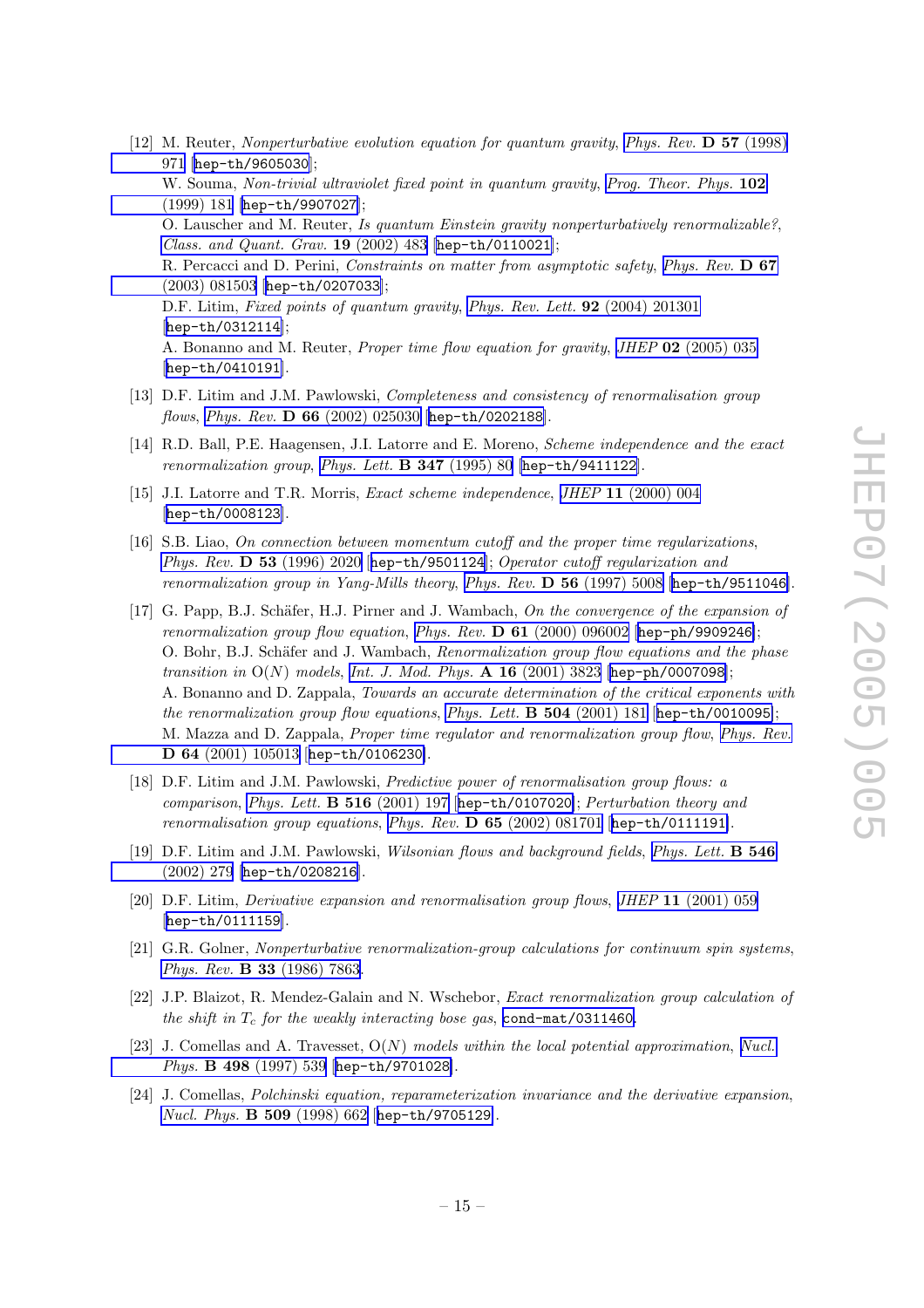[12] M. Reuter, *Nonperturbative evolution equation for quantum gravity*, *Phys. Rev.* **D 57** (1998) 971 [hep-th/9605030];
W. Souma, *Non-trivial ultraviolet fixed point in quantum gravity*, *Prog. Theor. Phys.* **102** (1999) 181 [hep-th/9907027];
O. Lauscher and M. Reuter, *Is quantum Einstein gravity nonperturbatively renormalizable?*, *Class. and Quant. Grav.* **19** (2002) 483 [hep-th/0110021];
R. Percacci and D. Perini, *Constraints on matter from asymptotic safety*, *Phys. Rev.* **D 67** (2003) 081503 [hep-th/0207033];
D.F. Litim, *Fixed points of quantum gravity*, *Phys. Rev. Lett.* **92** (2004) 201301 [hep-th/0312114];
A. Bonanno and M. Reuter, *Proper time flow equation for gravity*, *JHEP* **02** (2005) 035 [hep-th/0410191].

[13] D.F. Litim and J.M. Pawlowski, *Completeness and consistency of renormalisation group flows*, *Phys. Rev.* **D 66** (2002) 025030 [hep-th/0202188].

[14] R.D. Ball, P.E. Haagensen, J.I. Latorre and E. Moreno, *Scheme independence and the exact renormalization group*, *Phys. Lett.* **B 347** (1995) 80 [hep-th/9411122].

[15] J.I. Latorre and T.R. Morris, *Exact scheme independence*, *JHEP* **11** (2000) 004 [hep-th/0008123].

[16] S.B. Liao, *On connection between momentum cutoff and the proper time regularizations*, *Phys. Rev.* **D 53** (1996) 2020 [hep-th/9501124]; *Operator cutoff regularization and renormalization group in Yang-Mills theory*, *Phys. Rev.* **D 56** (1997) 5008 [hep-th/9511046].

[17] G. Papp, B.J. Schäfer, H.J. Pirner and J. Wambach, *On the convergence of the expansion of renormalization group flow equation*, *Phys. Rev.* **D 61** (2000) 096002 [hep-ph/9909246];
O. Bohr, B.J. Schäfer and J. Wambach, *Renormalization group flow equations and the phase transition in* O($N$) *models*, *Int. J. Mod. Phys.* **A 16** (2001) 3823 [hep-ph/0007098];
A. Bonanno and D. Zappala, *Towards an accurate determination of the critical exponents with the renormalization group flow equations*, *Phys. Lett.* **B 504** (2001) 181 [hep-th/0010095];
M. Mazza and D. Zappala, *Proper time regulator and renormalization group flow*, *Phys. Rev.* **D 64** (2001) 105013 [hep-th/0106230].

[18] D.F. Litim and J.M. Pawlowski, *Predictive power of renormalisation group flows: a comparison*, *Phys. Lett.* **B 516** (2001) 197 [hep-th/0107020]; *Perturbation theory and renormalisation group equations*, *Phys. Rev.* **D 65** (2002) 081701 [hep-th/0111191].

[19] D.F. Litim and J.M. Pawlowski, *Wilsonian flows and background fields*, *Phys. Lett.* **B 546** (2002) 279 [hep-th/0208216].

[20] D.F. Litim, *Derivative expansion and renormalisation group flows*, *JHEP* **11** (2001) 059 [hep-th/0111159].

[21] G.R. Golner, *Nonperturbative renormalization-group calculations for continuum spin systems*, *Phys. Rev.* **B 33** (1986) 7863.

[22] J.P. Blaizot, R. Mendez-Galain and N. Wschebor, *Exact renormalization group calculation of the shift in* $T_c$ *for the weakly interacting bose gas*, cond-mat/0311460.

[23] J. Comellas and A. Travesset, O($N$) *models within the local potential approximation*, *Nucl. Phys.* **B 498** (1997) 539 [hep-th/9701028].

[24] J. Comellas, *Polchinski equation, reparameterization invariance and the derivative expansion*, *Nucl. Phys.* **B 509** (1998) 662 [hep-th/9705129].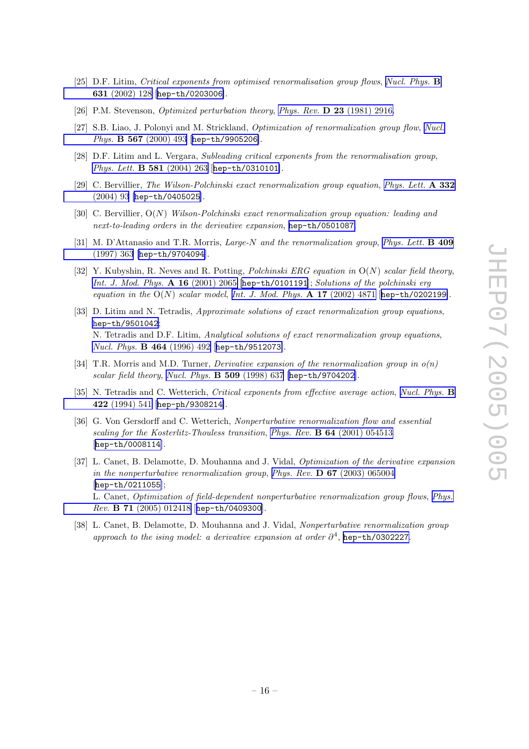[25] D.F. Litim, *Critical exponents from optimised renormalisation group flows*, *Nucl. Phys.* **B 631** (2002) 128 [hep-th/0203006].

[26] P.M. Stevenson, *Optimized perturbation theory*, *Phys. Rev.* **D 23** (1981) 2916.

[27] S.B. Liao, J. Polonyi and M. Strickland, *Optimization of renormalization group flow*, *Nucl. Phys.* **B 567** (2000) 493 [hep-th/9905206].

[28] D.F. Litim and L. Vergara, *Subleading critical exponents from the renormalisation group*, *Phys. Lett.* **B 581** (2004) 263 [hep-th/0310101].

[29] C. Bervillier, *The Wilson-Polchinski exact renormalization group equation*, *Phys. Lett.* **A 332** (2004) 93 [hep-th/0405025].

[30] C. Bervillier, O($N$) *Wilson-Polchinski exact renormalization group equation: leading and next-to-leading orders in the derivative expansion*, hep-th/0501087.

[31] M. D'Attanasio and T.R. Morris, *Large-N and the renormalization group*, *Phys. Lett.* **B 409** (1997) 363 [hep-th/9704094].

[32] Y. Kubyshin, R. Neves and R. Potting, *Polchinski ERG equation in* O($N$) *scalar field theory*, *Int. J. Mod. Phys.* **A 16** (2001) 2065 [hep-th/0101191]; *Solutions of the polchinski erg equation in the* O($N$) *scalar model*, *Int. J. Mod. Phys.* **A 17** (2002) 4871 [hep-th/0202199].

[33] D. Litim and N. Tetradis, *Approximate solutions of exact renormalization group equations*, hep-th/9501042;
N. Tetradis and D.F. Litim, *Analytical solutions of exact renormalization group equations*, *Nucl. Phys.* **B 464** (1996) 492 [hep-th/9512073].

[34] T.R. Morris and M.D. Turner, *Derivative expansion of the renormalization group in o(n) scalar field theory*, *Nucl. Phys.* **B 509** (1998) 637 [hep-th/9704202].

[35] N. Tetradis and C. Wetterich, *Critical exponents from effective average action*, *Nucl. Phys.* **B 422** (1994) 541 [hep-ph/9308214].

[36] G. Von Gersdorff and C. Wetterich, *Nonperturbative renormalization flow and essential scaling for the Kosterlitz-Thouless transition*, *Phys. Rev.* **B 64** (2001) 054513 [hep-th/0008114].

[37] L. Canet, B. Delamotte, D. Mouhanna and J. Vidal, *Optimization of the derivative expansion in the nonperturbative renormalization group*, *Phys. Rev.* **D 67** (2003) 065004 [hep-th/0211055];
L. Canet, *Optimization of field-dependent nonperturbative renormalization group flows*, *Phys. Rev.* **B 71** (2005) 012418 [hep-th/0409300].

[38] L. Canet, B. Delamotte, D. Mouhanna and J. Vidal, *Nonperturbative renormalization group approach to the ising model: a derivative expansion at order* $\partial^4$, hep-th/0302227.